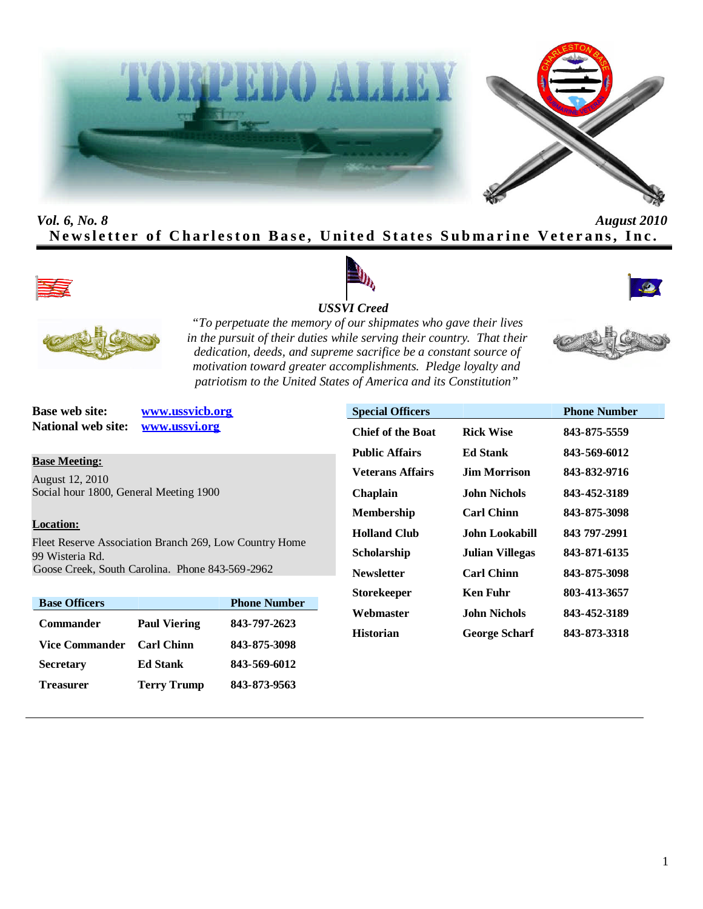# TORPEDO ALLEY

*Vol. 6, No. 8* *August 2010*

**Newsletter of Charleston Base, United States Submarine Veterans, Inc.**

### *USSVI Creed*

*"To perpetuate the memory of our shipmates who gave their lives in the pursuit of their duties while serving their country. That their dedication, deeds, and supreme sacrifice be a constant source of motivation toward greater accomplishments. Pledge loyalty and patriotism to the United States of America and its Constitution"*

**Base web site:** www.ussvicb.org
**National web site:** www.ussvi.org

**Base Meeting:**

August 12, 2010
Social hour 1800, General Meeting 1900

**Location:**

Fleet Reserve Association Branch 269, Low Country Home
99 Wisteria Rd.
Goose Creek, South Carolina. Phone 843-569-2962

| Base Officers | | Phone Number |
|---|---|---|
| Commander | Paul Viering | 843-797-2623 |
| Vice Commander | Carl Chinn | 843-875-3098 |
| Secretary | Ed Stank | 843-569-6012 |
| Treasurer | Terry Trump | 843-873-9563 |

| Special Officers | | Phone Number |
|---|---|---|
| Chief of the Boat | Rick Wise | 843-875-5559 |
| Public Affairs | Ed Stank | 843-569-6012 |
| Veterans Affairs | Jim Morrison | 843-832-9716 |
| Chaplain | John Nichols | 843-452-3189 |
| Membership | Carl Chinn | 843-875-3098 |
| Holland Club | John Lookabill | 843 797-2991 |
| Scholarship | Julian Villegas | 843-871-6135 |
| Newsletter | Carl Chinn | 843-875-3098 |
| Storekeeper | Ken Fuhr | 803-413-3657 |
| Webmaster | John Nichols | 843-452-3189 |
| Historian | George Scharf | 843-873-3318 |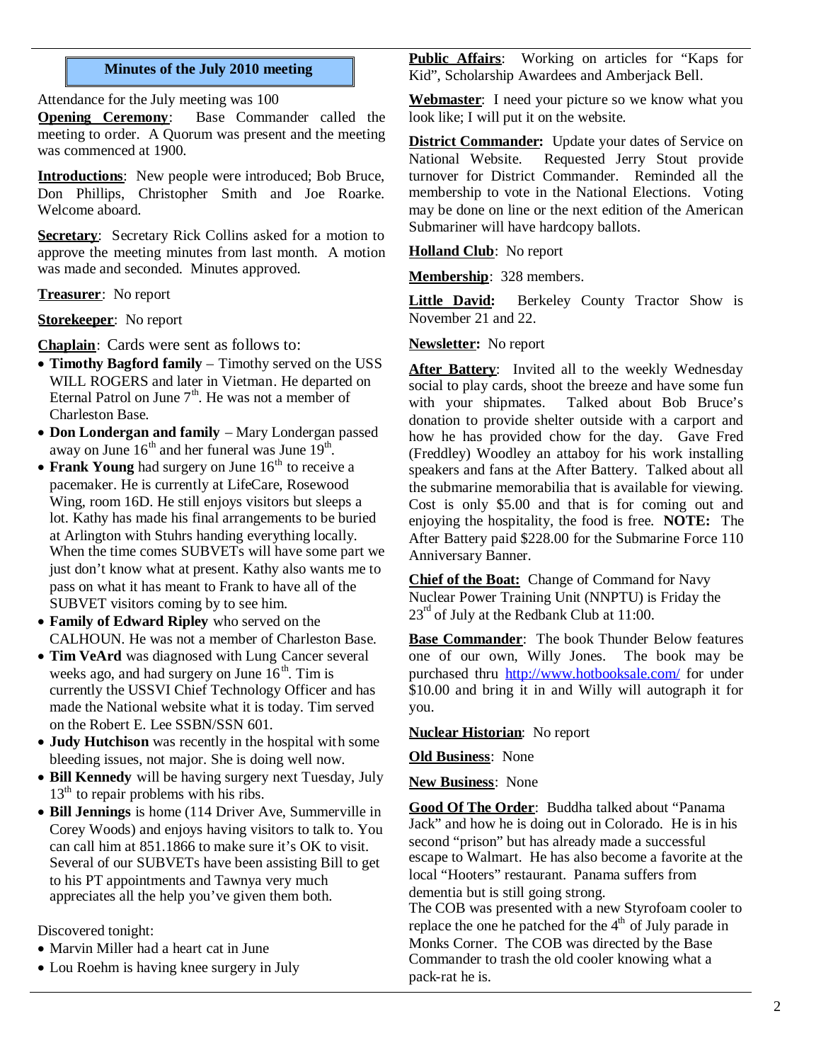## Minutes of the July 2010 meeting

Attendance for the July meeting was 100

**Opening Ceremony**: Base Commander called the meeting to order. A Quorum was present and the meeting was commenced at 1900.

**Introductions**: New people were introduced; Bob Bruce, Don Phillips, Christopher Smith and Joe Roarke. Welcome aboard.

**Secretary**: Secretary Rick Collins asked for a motion to approve the meeting minutes from last month. A motion was made and seconded. Minutes approved.

**Treasurer**: No report

**Storekeeper**: No report

**Chaplain**: Cards were sent as follows to:

- **Timothy Bagford family** – Timothy served on the USS WILL ROGERS and later in Vietman. He departed on Eternal Patrol on June 7th. He was not a member of Charleston Base.
- **Don Londergan and family** – Mary Londergan passed away on June 16th and her funeral was June 19th.
- **Frank Young** had surgery on June 16th to receive a pacemaker. He is currently at LifeCare, Rosewood Wing, room 16D. He still enjoys visitors but sleeps a lot. Kathy has made his final arrangements to be buried at Arlington with Stuhrs handing everything locally. When the time comes SUBVETs will have some part we just don't know what at present. Kathy also wants me to pass on what it has meant to Frank to have all of the SUBVET visitors coming by to see him.
- **Family of Edward Ripley** who served on the CALHOUN. He was not a member of Charleston Base.
- **Tim VeArd** was diagnosed with Lung Cancer several weeks ago, and had surgery on June 16th. Tim is currently the USSVI Chief Technology Officer and has made the National website what it is today. Tim served on the Robert E. Lee SSBN/SSN 601.
- **Judy Hutchison** was recently in the hospital with some bleeding issues, not major. She is doing well now.
- **Bill Kennedy** will be having surgery next Tuesday, July 13th to repair problems with his ribs.
- **Bill Jennings** is home (114 Driver Ave, Summerville in Corey Woods) and enjoys having visitors to talk to. You can call him at 851.1866 to make sure it's OK to visit. Several of our SUBVETs have been assisting Bill to get to his PT appointments and Tawnya very much appreciates all the help you've given them both.

Discovered tonight:

- Marvin Miller had a heart cat in June
- Lou Roehm is having knee surgery in July

**Public Affairs**: Working on articles for "Kaps for Kid", Scholarship Awardees and Amberjack Bell.

**Webmaster**: I need your picture so we know what you look like; I will put it on the website.

**District Commander:** Update your dates of Service on National Website. Requested Jerry Stout provide turnover for District Commander. Reminded all the membership to vote in the National Elections. Voting may be done on line or the next edition of the American Submariner will have hardcopy ballots.

**Holland Club**: No report

**Membership**: 328 members.

**Little David:** Berkeley County Tractor Show is November 21 and 22.

**Newsletter:** No report

**After Battery**: Invited all to the weekly Wednesday social to play cards, shoot the breeze and have some fun with your shipmates. Talked about Bob Bruce's donation to provide shelter outside with a carport and how he has provided chow for the day. Gave Fred (Freddley) Woodley an attaboy for his work installing speakers and fans at the After Battery. Talked about all the submarine memorabilia that is available for viewing. Cost is only $5.00 and that is for coming out and enjoying the hospitality, the food is free. **NOTE:** The After Battery paid $228.00 for the Submarine Force 110 Anniversary Banner.

**Chief of the Boat:** Change of Command for Navy Nuclear Power Training Unit (NNPTU) is Friday the 23rd of July at the Redbank Club at 11:00.

**Base Commander**: The book Thunder Below features one of our own, Willy Jones. The book may be purchased thru http://www.hotbooksale.com/ for under $10.00 and bring it in and Willy will autograph it for you.

**Nuclear Historian**: No report

**Old Business**: None

**New Business**: None

**Good Of The Order**: Buddha talked about "Panama Jack" and how he is doing out in Colorado. He is in his second "prison" but has already made a successful escape to Walmart. He has also become a favorite at the local "Hooters" restaurant. Panama suffers from dementia but is still going strong.

The COB was presented with a new Styrofoam cooler to replace the one he patched for the 4th of July parade in Monks Corner. The COB was directed by the Base Commander to trash the old cooler knowing what a pack-rat he is.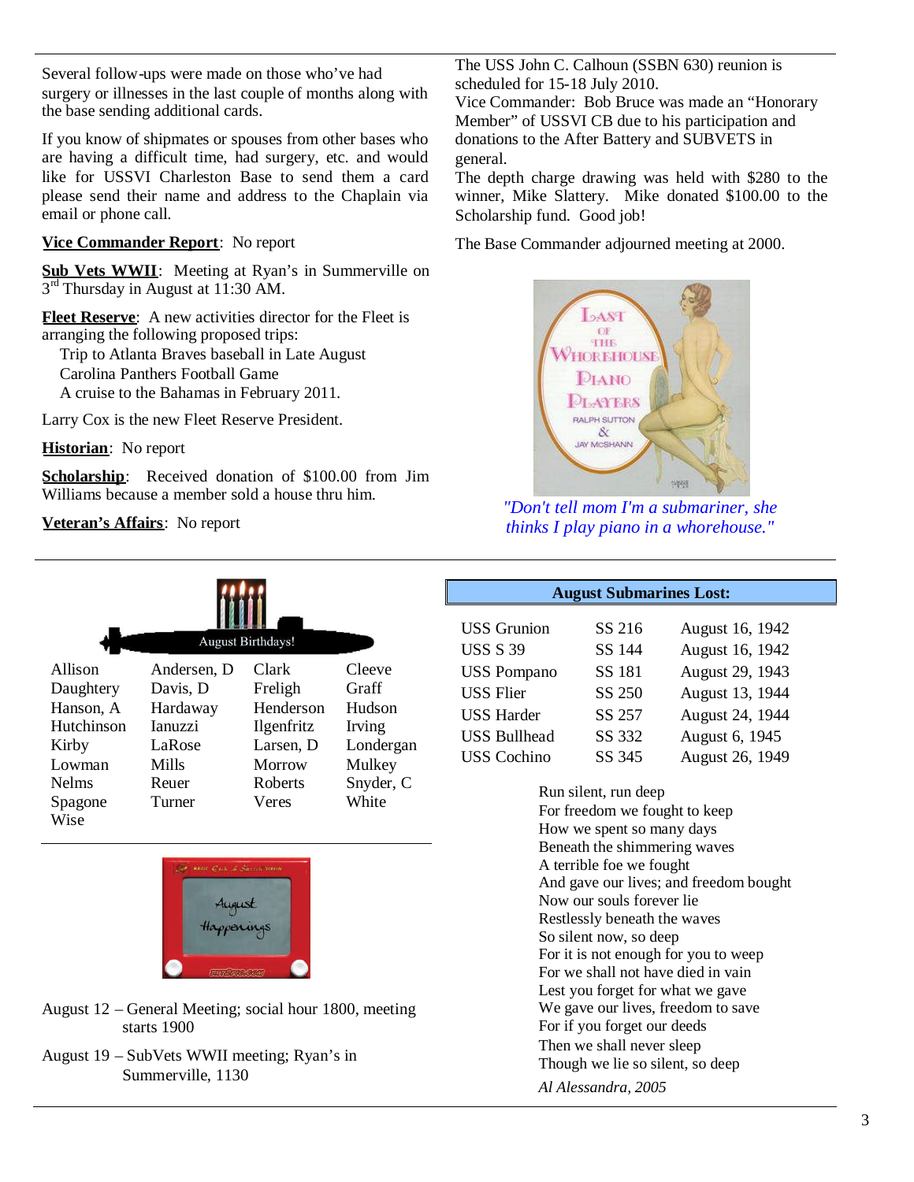Several follow-ups were made on those who've had surgery or illnesses in the last couple of months along with the base sending additional cards.

If you know of shipmates or spouses from other bases who are having a difficult time, had surgery, etc. and would like for USSVI Charleston Base to send them a card please send their name and address to the Chaplain via email or phone call.

**Vice Commander Report**: No report

**Sub Vets WWII**: Meeting at Ryan's in Summerville on 3rd Thursday in August at 11:30 AM.

**Fleet Reserve**: A new activities director for the Fleet is arranging the following proposed trips:

- Trip to Atlanta Braves baseball in Late August
- Carolina Panthers Football Game
- A cruise to the Bahamas in February 2011.

Larry Cox is the new Fleet Reserve President.

**Historian**: No report

**Scholarship**: Received donation of $100.00 from Jim Williams because a member sold a house thru him.

**Veteran's Affairs**: No report

The USS John C. Calhoun (SSBN 630) reunion is scheduled for 15-18 July 2010.

Vice Commander: Bob Bruce was made an "Honorary Member" of USSVI CB due to his participation and donations to the After Battery and SUBVETS in general.

The depth charge drawing was held with $280 to the winner, Mike Slattery. Mike donated $100.00 to the Scholarship fund. Good job!

The Base Commander adjourned meeting at 2000.

*"Don't tell mom I'm a submariner, she thinks I play piano in a whorehouse."*

## August Birthdays!

| | | | |
|---|---|---|---|
| Allison | Andersen, D | Clark | Cleeve |
| Daughtery | Davis, D | Freligh | Graff |
| Hanson, A | Hardaway | Henderson | Hudson |
| Hutchinson | Ianuzzi | Ilgenfritz | Irving |
| Kirby | LaRose | Larsen, D | Londergan |
| Lowman | Mills | Morrow | Mulkey |
| Nelms | Reuer | Roberts | Snyder, C |
| Spagone | Turner | Veres | White |
| Wise | | | |

## August Happenings

August 12 – General Meeting; social hour 1800, meeting starts 1900

August 19 – SubVets WWII meeting; Ryan's in Summerville, 1130

## August Submarines Lost:

| | | |
|---|---|---|
| USS Grunion | SS 216 | August 16, 1942 |
| USS S 39 | SS 144 | August 16, 1942 |
| USS Pompano | SS 181 | August 29, 1943 |
| USS Flier | SS 250 | August 13, 1944 |
| USS Harder | SS 257 | August 24, 1944 |
| USS Bullhead | SS 332 | August 6, 1945 |
| USS Cochino | SS 345 | August 26, 1949 |

Run silent, run deep
For freedom we fought to keep
How we spent so many days
Beneath the shimmering waves
A terrible foe we fought
And gave our lives; and freedom bought
Now our souls forever lie
Restlessly beneath the waves
So silent now, so deep
For it is not enough for you to weep
For we shall not have died in vain
Lest you forget for what we gave
We gave our lives, freedom to save
For if you forget our deeds
Then we shall never sleep
Though we lie so silent, so deep

*Al Alessandra, 2005*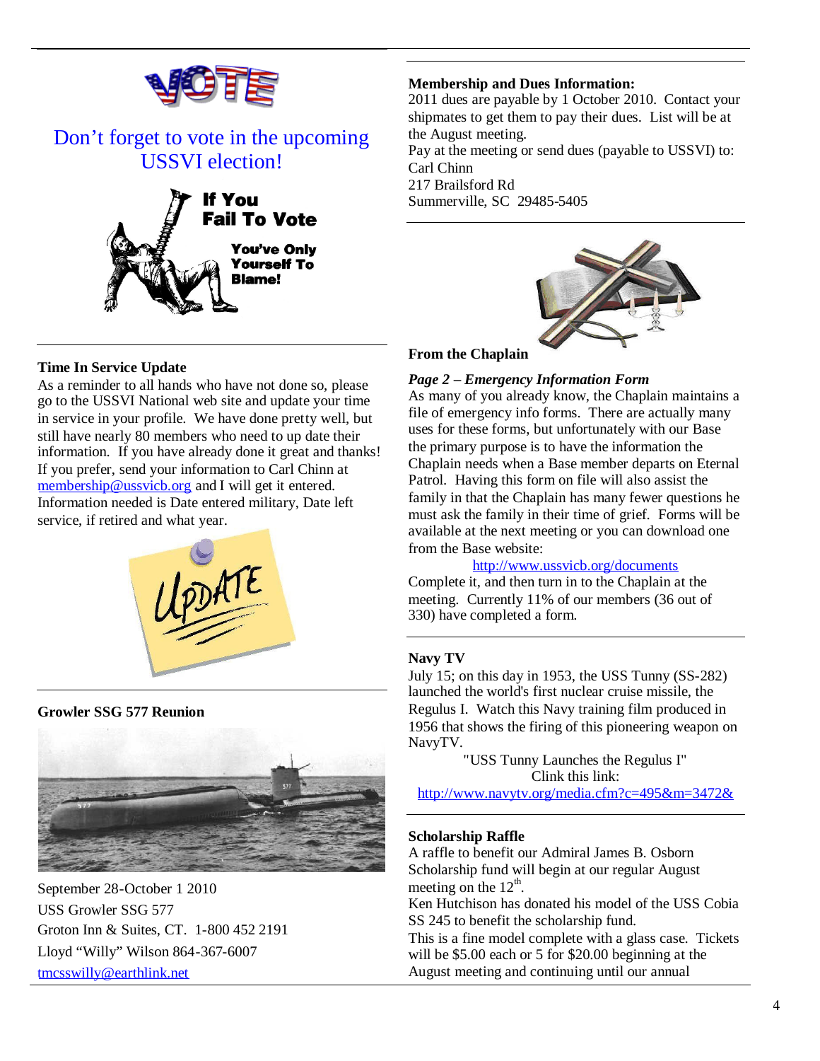Don't forget to vote in the upcoming USSVI election!

If You Fail To Vote

You've Only Yourself To Blame!

**Time In Service Update**

As a reminder to all hands who have not done so, please go to the USSVI National web site and update your time in service in your profile. We have done pretty well, but still have nearly 80 members who need to up date their information. If you have already done it great and thanks! If you prefer, send your information to Carl Chinn at membership@ussvicb.org and I will get it entered. Information needed is Date entered military, Date left service, if retired and what year.

**Growler SSG 577 Reunion**

September 28-October 1 2010
USS Growler SSG 577
Groton Inn & Suites, CT. 1-800 452 2191
Lloyd "Willy" Wilson 864-367-6007
tmcsswilly@earthlink.net

**Membership and Dues Information:**

2011 dues are payable by 1 October 2010. Contact your shipmates to get them to pay their dues. List will be at the August meeting.
Pay at the meeting or send dues (payable to USSVI) to:
Carl Chinn
217 Brailsford Rd
Summerville, SC 29485-5405

**From the Chaplain**

***Page 2 – Emergency Information Form***

As many of you already know, the Chaplain maintains a file of emergency info forms. There are actually many uses for these forms, but unfortunately with our Base the primary purpose is to have the information the Chaplain needs when a Base member departs on Eternal Patrol. Having this form on file will also assist the family in that the Chaplain has many fewer questions he must ask the family in their time of grief. Forms will be available at the next meeting or you can download one from the Base website:

http://www.ussvicb.org/documents

Complete it, and then turn in to the Chaplain at the meeting. Currently 11% of our members (36 out of 330) have completed a form.

**Navy TV**

July 15; on this day in 1953, the USS Tunny (SS-282) launched the world's first nuclear cruise missile, the Regulus I. Watch this Navy training film produced in 1956 that shows the firing of this pioneering weapon on NavyTV.

"USS Tunny Launches the Regulus I"
Clink this link:
http://www.navytv.org/media.cfm?c=495&m=3472&

**Scholarship Raffle**

A raffle to benefit our Admiral James B. Osborn Scholarship fund will begin at our regular August meeting on the 12th.
Ken Hutchison has donated his model of the USS Cobia SS 245 to benefit the scholarship fund.
This is a fine model complete with a glass case. Tickets will be $5.00 each or 5 for $20.00 beginning at the August meeting and continuing until our annual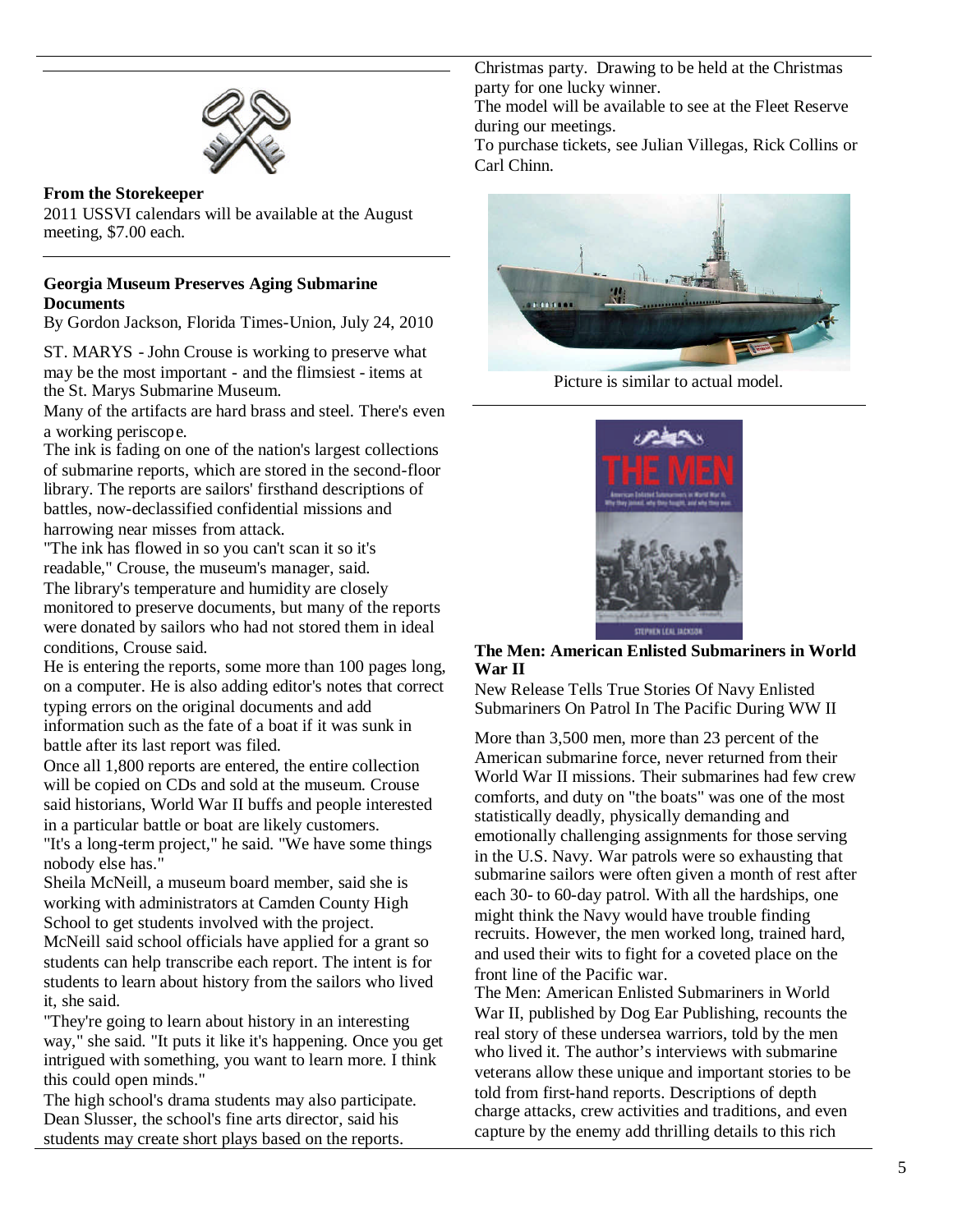**From the Storekeeper**

2011 USSVI calendars will be available at the August meeting, $7.00 each.

**Georgia Museum Preserves Aging Submarine Documents**

By Gordon Jackson, Florida Times-Union, July 24, 2010

ST. MARYS - John Crouse is working to preserve what may be the most important - and the flimsiest - items at the St. Marys Submarine Museum.

Many of the artifacts are hard brass and steel. There's even a working periscope.

The ink is fading on one of the nation's largest collections of submarine reports, which are stored in the second-floor library. The reports are sailors' firsthand descriptions of battles, now-declassified confidential missions and harrowing near misses from attack.

"The ink has flowed in so you can't scan it so it's readable," Crouse, the museum's manager, said.

The library's temperature and humidity are closely monitored to preserve documents, but many of the reports were donated by sailors who had not stored them in ideal conditions, Crouse said.

He is entering the reports, some more than 100 pages long, on a computer. He is also adding editor's notes that correct typing errors on the original documents and add information such as the fate of a boat if it was sunk in battle after its last report was filed.

Once all 1,800 reports are entered, the entire collection will be copied on CDs and sold at the museum. Crouse said historians, World War II buffs and people interested in a particular battle or boat are likely customers.

"It's a long-term project," he said. "We have some things nobody else has."

Sheila McNeill, a museum board member, said she is working with administrators at Camden County High School to get students involved with the project.

McNeill said school officials have applied for a grant so students can help transcribe each report. The intent is for students to learn about history from the sailors who lived it, she said.

"They're going to learn about history in an interesting way," she said. "It puts it like it's happening. Once you get intrigued with something, you want to learn more. I think this could open minds."

The high school's drama students may also participate. Dean Slusser, the school's fine arts director, said his students may create short plays based on the reports.

Christmas party. Drawing to be held at the Christmas party for one lucky winner.

The model will be available to see at the Fleet Reserve during our meetings.

To purchase tickets, see Julian Villegas, Rick Collins or Carl Chinn.

Picture is similar to actual model.

**The Men: American Enlisted Submariners in World War II**

New Release Tells True Stories Of Navy Enlisted Submariners On Patrol In The Pacific During WW II

More than 3,500 men, more than 23 percent of the American submarine force, never returned from their World War II missions. Their submarines had few crew comforts, and duty on "the boats" was one of the most statistically deadly, physically demanding and emotionally challenging assignments for those serving in the U.S. Navy. War patrols were so exhausting that submarine sailors were often given a month of rest after each 30- to 60-day patrol. With all the hardships, one might think the Navy would have trouble finding recruits. However, the men worked long, trained hard, and used their wits to fight for a coveted place on the front line of the Pacific war.

The Men: American Enlisted Submariners in World War II, published by Dog Ear Publishing, recounts the real story of these undersea warriors, told by the men who lived it. The author's interviews with submarine veterans allow these unique and important stories to be told from first-hand reports. Descriptions of depth charge attacks, crew activities and traditions, and even capture by the enemy add thrilling details to this rich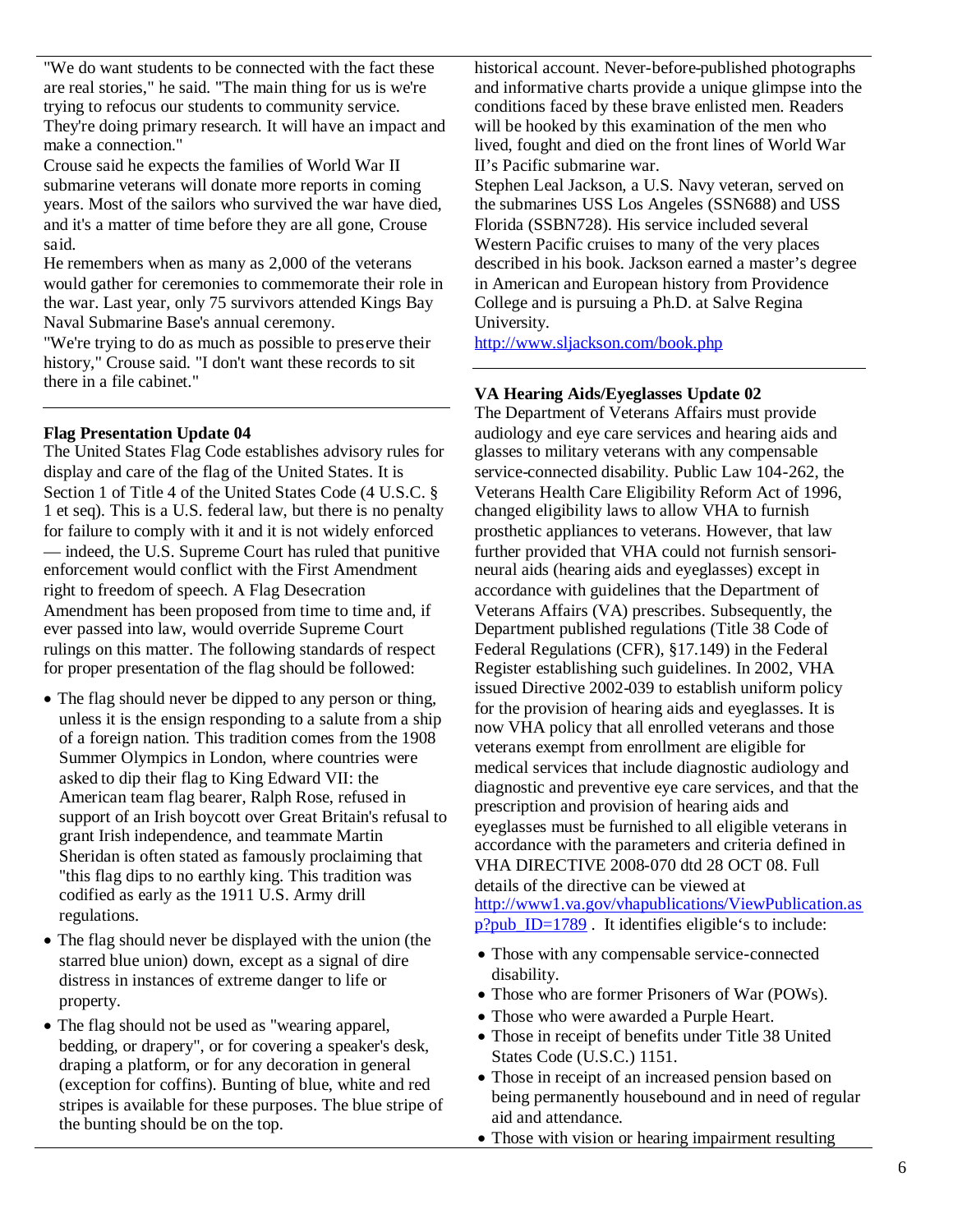"We do want students to be connected with the fact these are real stories," he said. "The main thing for us is we're trying to refocus our students to community service. They're doing primary research. It will have an impact and make a connection."

Crouse said he expects the families of World War II submarine veterans will donate more reports in coming years. Most of the sailors who survived the war have died, and it's a matter of time before they are all gone, Crouse said.

He remembers when as many as 2,000 of the veterans would gather for ceremonies to commemorate their role in the war. Last year, only 75 survivors attended Kings Bay Naval Submarine Base's annual ceremony.

"We're trying to do as much as possible to preserve their history," Crouse said. "I don't want these records to sit there in a file cabinet."

---

**Flag Presentation Update 04**

The United States Flag Code establishes advisory rules for display and care of the flag of the United States. It is Section 1 of Title 4 of the United States Code (4 U.S.C. § 1 et seq). This is a U.S. federal law, but there is no penalty for failure to comply with it and it is not widely enforced — indeed, the U.S. Supreme Court has ruled that punitive enforcement would conflict with the First Amendment right to freedom of speech. A Flag Desecration Amendment has been proposed from time to time and, if ever passed into law, would override Supreme Court rulings on this matter. The following standards of respect for proper presentation of the flag should be followed:

- The flag should never be dipped to any person or thing, unless it is the ensign responding to a salute from a ship of a foreign nation. This tradition comes from the 1908 Summer Olympics in London, where countries were asked to dip their flag to King Edward VII: the American team flag bearer, Ralph Rose, refused in support of an Irish boycott over Great Britain's refusal to grant Irish independence, and teammate Martin Sheridan is often stated as famously proclaiming that "this flag dips to no earthly king. This tradition was codified as early as the 1911 U.S. Army drill regulations.
- The flag should never be displayed with the union (the starred blue union) down, except as a signal of dire distress in instances of extreme danger to life or property.
- The flag should not be used as "wearing apparel, bedding, or drapery", or for covering a speaker's desk, draping a platform, or for any decoration in general (exception for coffins). Bunting of blue, white and red stripes is available for these purposes. The blue stripe of the bunting should be on the top.

historical account. Never-before-published photographs and informative charts provide a unique glimpse into the conditions faced by these brave enlisted men. Readers will be hooked by this examination of the men who lived, fought and died on the front lines of World War II's Pacific submarine war.

Stephen Leal Jackson, a U.S. Navy veteran, served on the submarines USS Los Angeles (SSN688) and USS Florida (SSBN728). His service included several Western Pacific cruises to many of the very places described in his book. Jackson earned a master's degree in American and European history from Providence College and is pursuing a Ph.D. at Salve Regina University.

http://www.sljackson.com/book.php

---

**VA Hearing Aids/Eyeglasses Update 02**

The Department of Veterans Affairs must provide audiology and eye care services and hearing aids and glasses to military veterans with any compensable service-connected disability. Public Law 104-262, the Veterans Health Care Eligibility Reform Act of 1996, changed eligibility laws to allow VHA to furnish prosthetic appliances to veterans. However, that law further provided that VHA could not furnish sensori-neural aids (hearing aids and eyeglasses) except in accordance with guidelines that the Department of Veterans Affairs (VA) prescribes. Subsequently, the Department published regulations (Title 38 Code of Federal Regulations (CFR), §17.149) in the Federal Register establishing such guidelines. In 2002, VHA issued Directive 2002-039 to establish uniform policy for the provision of hearing aids and eyeglasses. It is now VHA policy that all enrolled veterans and those veterans exempt from enrollment are eligible for medical services that include diagnostic audiology and diagnostic and preventive eye care services, and that the prescription and provision of hearing aids and eyeglasses must be furnished to all eligible veterans in accordance with the parameters and criteria defined in VHA DIRECTIVE 2008-070 dtd 28 OCT 08. Full details of the directive can be viewed at http://www1.va.gov/vhapublications/ViewPublication.asp?pub_ID=1789 . It identifies eligible's to include:

- Those with any compensable service-connected disability.
- Those who are former Prisoners of War (POWs).
- Those who were awarded a Purple Heart.
- Those in receipt of benefits under Title 38 United States Code (U.S.C.) 1151.
- Those in receipt of an increased pension based on being permanently housebound and in need of regular aid and attendance.
- Those with vision or hearing impairment resulting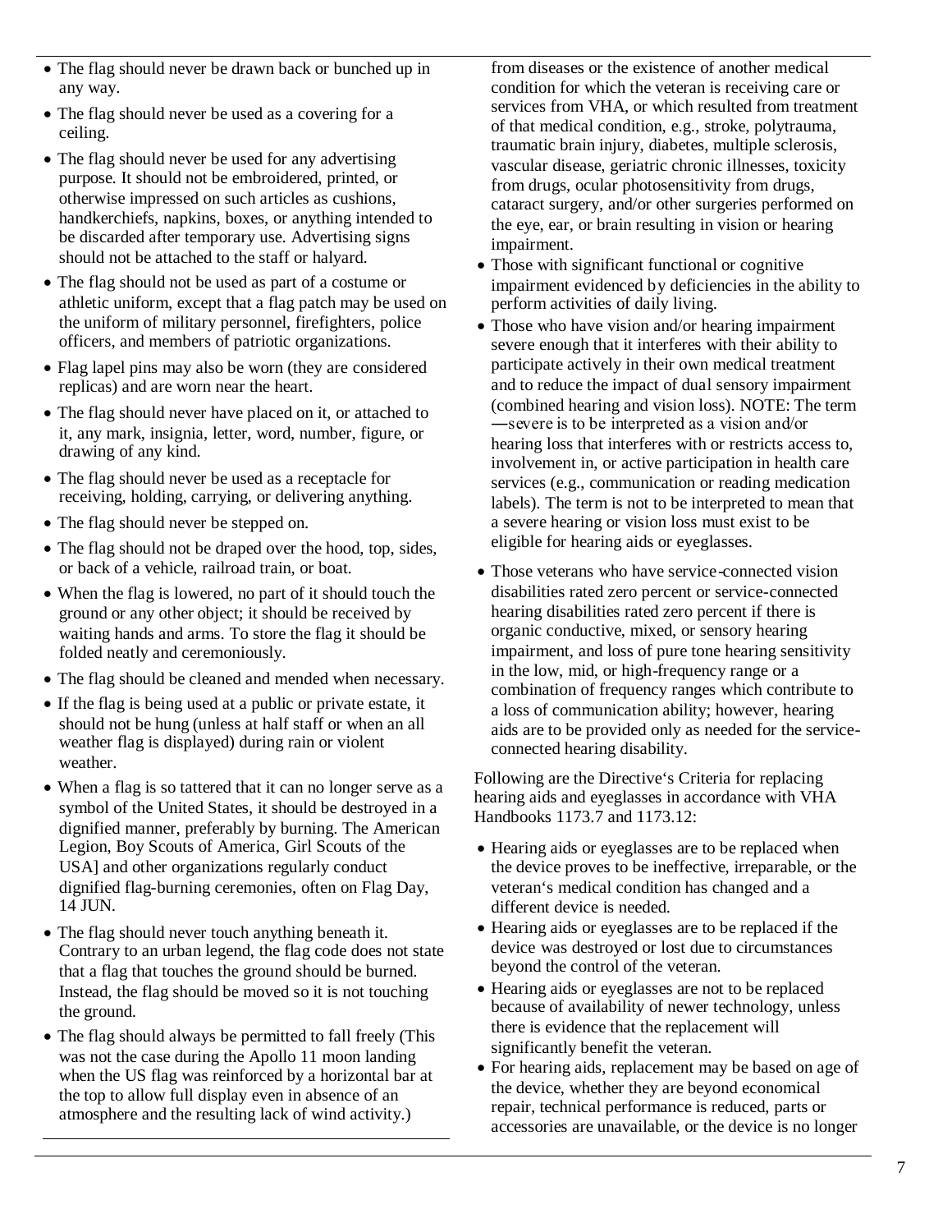- The flag should never be drawn back or bunched up in any way.
- The flag should never be used as a covering for a ceiling.
- The flag should never be used for any advertising purpose. It should not be embroidered, printed, or otherwise impressed on such articles as cushions, handkerchiefs, napkins, boxes, or anything intended to be discarded after temporary use. Advertising signs should not be attached to the staff or halyard.
- The flag should not be used as part of a costume or athletic uniform, except that a flag patch may be used on the uniform of military personnel, firefighters, police officers, and members of patriotic organizations.
- Flag lapel pins may also be worn (they are considered replicas) and are worn near the heart.
- The flag should never have placed on it, or attached to it, any mark, insignia, letter, word, number, figure, or drawing of any kind.
- The flag should never be used as a receptacle for receiving, holding, carrying, or delivering anything.
- The flag should never be stepped on.
- The flag should not be draped over the hood, top, sides, or back of a vehicle, railroad train, or boat.
- When the flag is lowered, no part of it should touch the ground or any other object; it should be received by waiting hands and arms. To store the flag it should be folded neatly and ceremoniously.
- The flag should be cleaned and mended when necessary.
- If the flag is being used at a public or private estate, it should not be hung (unless at half staff or when an all weather flag is displayed) during rain or violent weather.
- When a flag is so tattered that it can no longer serve as a symbol of the United States, it should be destroyed in a dignified manner, preferably by burning. The American Legion, Boy Scouts of America, Girl Scouts of the USA] and other organizations regularly conduct dignified flag-burning ceremonies, often on Flag Day, 14 JUN.
- The flag should never touch anything beneath it. Contrary to an urban legend, the flag code does not state that a flag that touches the ground should be burned. Instead, the flag should be moved so it is not touching the ground.
- The flag should always be permitted to fall freely (This was not the case during the Apollo 11 moon landing when the US flag was reinforced by a horizontal bar at the top to allow full display even in absence of an atmosphere and the resulting lack of wind activity.)

from diseases or the existence of another medical condition for which the veteran is receiving care or services from VHA, or which resulted from treatment of that medical condition, e.g., stroke, polytrauma, traumatic brain injury, diabetes, multiple sclerosis, vascular disease, geriatric chronic illnesses, toxicity from drugs, ocular photosensitivity from drugs, cataract surgery, and/or other surgeries performed on the eye, ear, or brain resulting in vision or hearing impairment.

- Those with significant functional or cognitive impairment evidenced by deficiencies in the ability to perform activities of daily living.
- Those who have vision and/or hearing impairment severe enough that it interferes with their ability to participate actively in their own medical treatment and to reduce the impact of dual sensory impairment (combined hearing and vision loss). NOTE: The term ―severe is to be interpreted as a vision and/or hearing loss that interferes with or restricts access to, involvement in, or active participation in health care services (e.g., communication or reading medication labels). The term is not to be interpreted to mean that a severe hearing or vision loss must exist to be eligible for hearing aids or eyeglasses.
- Those veterans who have service-connected vision disabilities rated zero percent or service-connected hearing disabilities rated zero percent if there is organic conductive, mixed, or sensory hearing impairment, and loss of pure tone hearing sensitivity in the low, mid, or high-frequency range or a combination of frequency ranges which contribute to a loss of communication ability; however, hearing aids are to be provided only as needed for the service-connected hearing disability.

Following are the Directive's Criteria for replacing hearing aids and eyeglasses in accordance with VHA Handbooks 1173.7 and 1173.12:

- Hearing aids or eyeglasses are to be replaced when the device proves to be ineffective, irreparable, or the veteran's medical condition has changed and a different device is needed.
- Hearing aids or eyeglasses are to be replaced if the device was destroyed or lost due to circumstances beyond the control of the veteran.
- Hearing aids or eyeglasses are not to be replaced because of availability of newer technology, unless there is evidence that the replacement will significantly benefit the veteran.
- For hearing aids, replacement may be based on age of the device, whether they are beyond economical repair, technical performance is reduced, parts or accessories are unavailable, or the device is no longer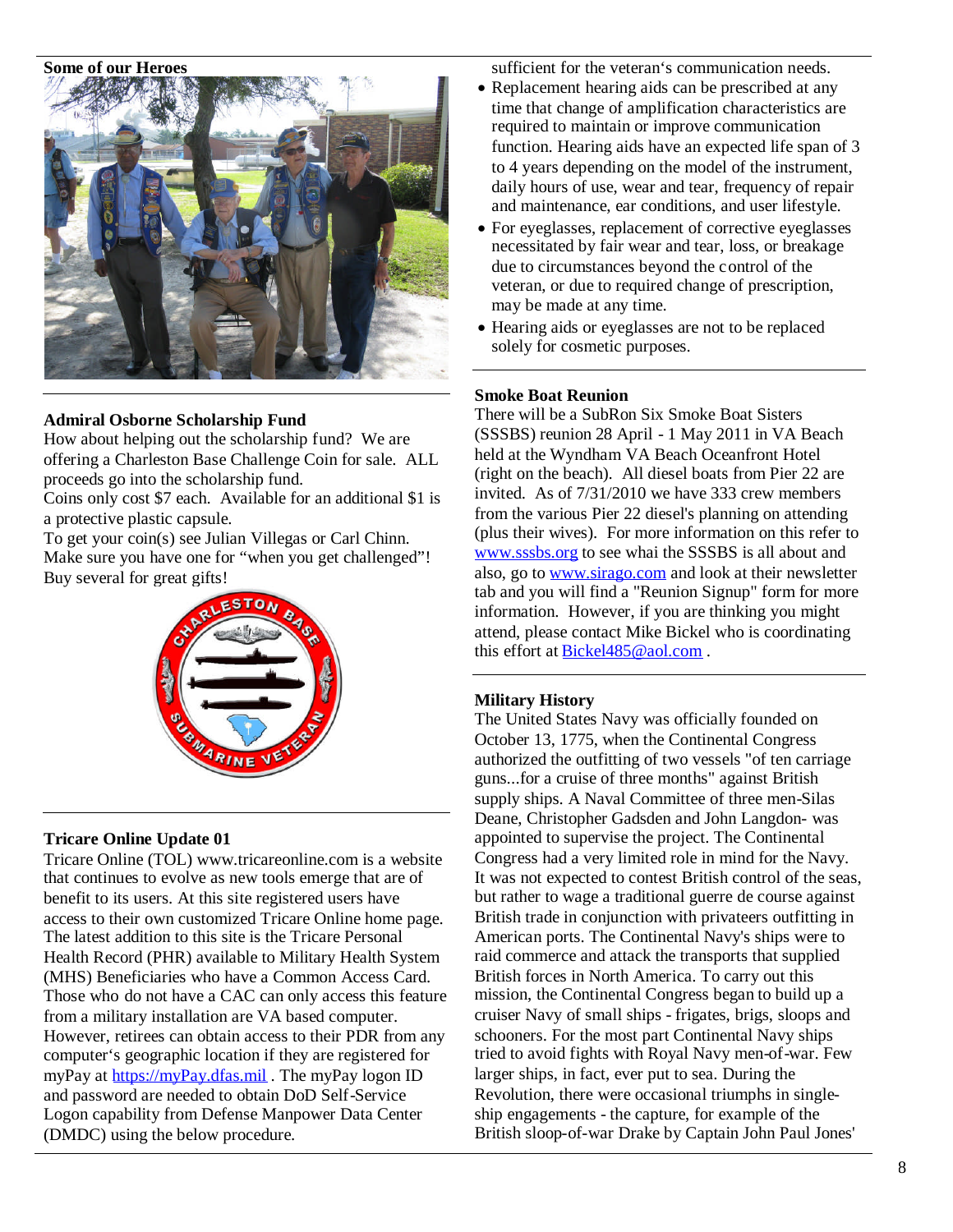## Some of our Heroes

## Admiral Osborne Scholarship Fund

How about helping out the scholarship fund? We are offering a Charleston Base Challenge Coin for sale. ALL proceeds go into the scholarship fund.

Coins only cost $7 each. Available for an additional $1 is a protective plastic capsule.

To get your coin(s) see Julian Villegas or Carl Chinn. Make sure you have one for "when you get challenged"! Buy several for great gifts!

## Tricare Online Update 01

Tricare Online (TOL) www.tricareonline.com is a website that continues to evolve as new tools emerge that are of benefit to its users. At this site registered users have access to their own customized Tricare Online home page. The latest addition to this site is the Tricare Personal Health Record (PHR) available to Military Health System (MHS) Beneficiaries who have a Common Access Card. Those who do not have a CAC can only access this feature from a military installation are VA based computer. However, retirees can obtain access to their PDR from any computer's geographic location if they are registered for myPay at https://myPay.dfas.mil . The myPay logon ID and password are needed to obtain DoD Self-Service Logon capability from Defense Manpower Data Center (DMDC) using the below procedure.

sufficient for the veteran's communication needs.

- Replacement hearing aids can be prescribed at any time that change of amplification characteristics are required to maintain or improve communication function. Hearing aids have an expected life span of 3 to 4 years depending on the model of the instrument, daily hours of use, wear and tear, frequency of repair and maintenance, ear conditions, and user lifestyle.
- For eyeglasses, replacement of corrective eyeglasses necessitated by fair wear and tear, loss, or breakage due to circumstances beyond the control of the veteran, or due to required change of prescription, may be made at any time.
- Hearing aids or eyeglasses are not to be replaced solely for cosmetic purposes.

## Smoke Boat Reunion

There will be a SubRon Six Smoke Boat Sisters (SSSBS) reunion 28 April - 1 May 2011 in VA Beach held at the Wyndham VA Beach Oceanfront Hotel (right on the beach). All diesel boats from Pier 22 are invited. As of 7/31/2010 we have 333 crew members from the various Pier 22 diesel's planning on attending (plus their wives). For more information on this refer to www.sssbs.org to see whai the SSSBS is all about and also, go to www.sirago.com and look at their newsletter tab and you will find a "Reunion Signup" form for more information. However, if you are thinking you might attend, please contact Mike Bickel who is coordinating this effort at Bickel485@aol.com .

## Military History

The United States Navy was officially founded on October 13, 1775, when the Continental Congress authorized the outfitting of two vessels "of ten carriage guns...for a cruise of three months" against British supply ships. A Naval Committee of three men-Silas Deane, Christopher Gadsden and John Langdon- was appointed to supervise the project. The Continental Congress had a very limited role in mind for the Navy. It was not expected to contest British control of the seas, but rather to wage a traditional guerre de course against British trade in conjunction with privateers outfitting in American ports. The Continental Navy's ships were to raid commerce and attack the transports that supplied British forces in North America. To carry out this mission, the Continental Congress began to build up a cruiser Navy of small ships - frigates, brigs, sloops and schooners. For the most part Continental Navy ships tried to avoid fights with Royal Navy men-of-war. Few larger ships, in fact, ever put to sea. During the Revolution, there were occasional triumphs in single-ship engagements - the capture, for example of the British sloop-of-war Drake by Captain John Paul Jones'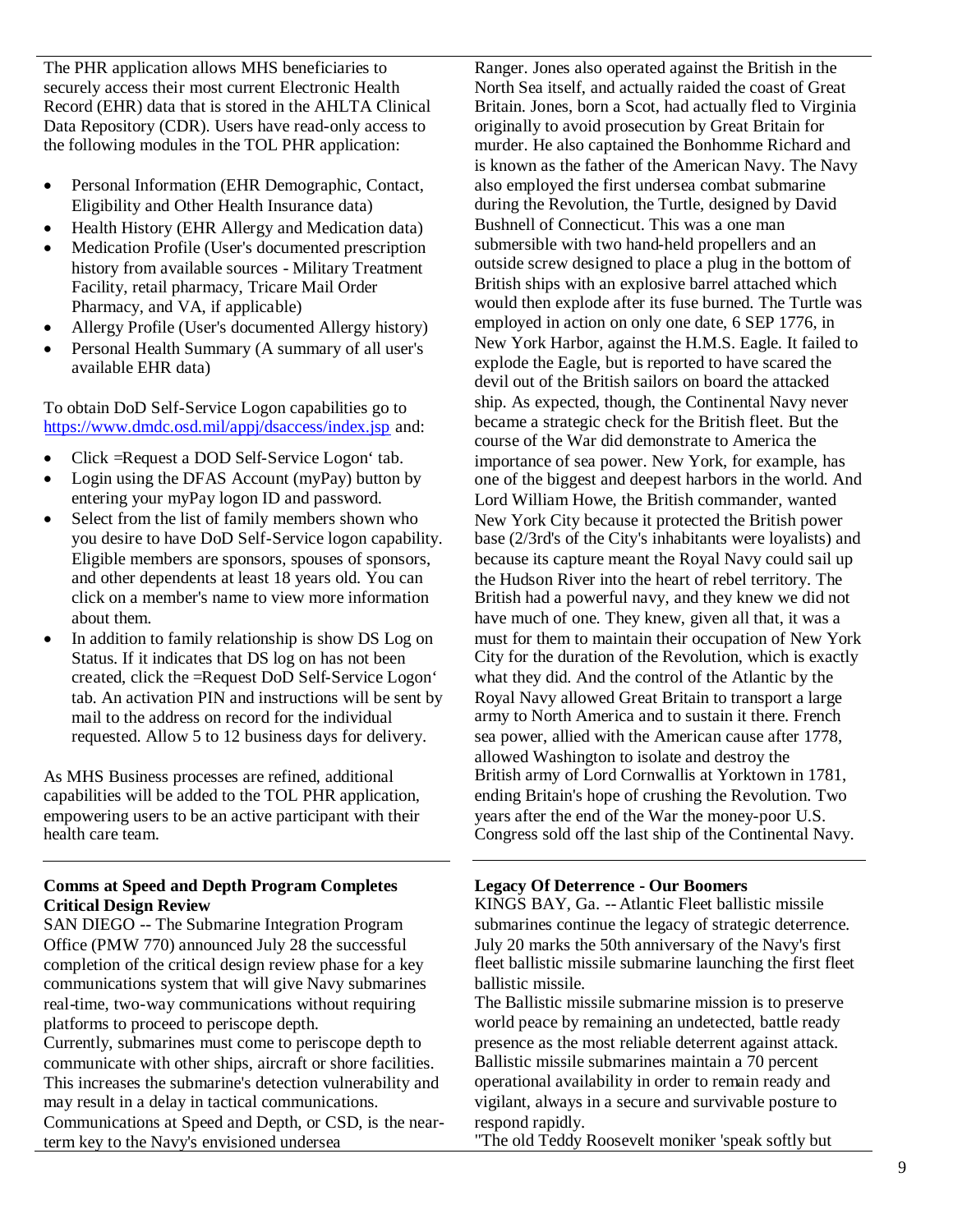The PHR application allows MHS beneficiaries to securely access their most current Electronic Health Record (EHR) data that is stored in the AHLTA Clinical Data Repository (CDR). Users have read-only access to the following modules in the TOL PHR application:

- Personal Information (EHR Demographic, Contact, Eligibility and Other Health Insurance data)
- Health History (EHR Allergy and Medication data)
- Medication Profile (User's documented prescription history from available sources - Military Treatment Facility, retail pharmacy, Tricare Mail Order Pharmacy, and VA, if applicable)
- Allergy Profile (User's documented Allergy history)
- Personal Health Summary (A summary of all user's available EHR data)

To obtain DoD Self-Service Logon capabilities go to https://www.dmdc.osd.mil/appj/dsaccess/index.jsp and:

- Click =Request a DOD Self-Service Logon' tab.
- Login using the DFAS Account (myPay) button by entering your myPay logon ID and password.
- Select from the list of family members shown who you desire to have DoD Self-Service logon capability. Eligible members are sponsors, spouses of sponsors, and other dependents at least 18 years old. You can click on a member's name to view more information about them.
- In addition to family relationship is show DS Log on Status. If it indicates that DS log on has not been created, click the =Request DoD Self-Service Logon' tab. An activation PIN and instructions will be sent by mail to the address on record for the individual requested. Allow 5 to 12 business days for delivery.

As MHS Business processes are refined, additional capabilities will be added to the TOL PHR application, empowering users to be an active participant with their health care team.

### Comms at Speed and Depth Program Completes Critical Design Review

SAN DIEGO -- The Submarine Integration Program Office (PMW 770) announced July 28 the successful completion of the critical design review phase for a key communications system that will give Navy submarines real-time, two-way communications without requiring platforms to proceed to periscope depth.

Currently, submarines must come to periscope depth to communicate with other ships, aircraft or shore facilities. This increases the submarine's detection vulnerability and may result in a delay in tactical communications.

Communications at Speed and Depth, or CSD, is the near-term key to the Navy's envisioned undersea

Ranger. Jones also operated against the British in the North Sea itself, and actually raided the coast of Great Britain. Jones, born a Scot, had actually fled to Virginia originally to avoid prosecution by Great Britain for murder. He also captained the Bonhomme Richard and is known as the father of the American Navy. The Navy also employed the first undersea combat submarine during the Revolution, the Turtle, designed by David Bushnell of Connecticut. This was a one man submersible with two hand-held propellers and an outside screw designed to place a plug in the bottom of British ships with an explosive barrel attached which would then explode after its fuse burned. The Turtle was employed in action on only one date, 6 SEP 1776, in New York Harbor, against the H.M.S. Eagle. It failed to explode the Eagle, but is reported to have scared the devil out of the British sailors on board the attacked ship. As expected, though, the Continental Navy never became a strategic check for the British fleet. But the course of the War did demonstrate to America the importance of sea power. New York, for example, has one of the biggest and deepest harbors in the world. And Lord William Howe, the British commander, wanted New York City because it protected the British power base (2/3rd's of the City's inhabitants were loyalists) and because its capture meant the Royal Navy could sail up the Hudson River into the heart of rebel territory. The British had a powerful navy, and they knew we did not have much of one. They knew, given all that, it was a must for them to maintain their occupation of New York City for the duration of the Revolution, which is exactly what they did. And the control of the Atlantic by the Royal Navy allowed Great Britain to transport a large army to North America and to sustain it there. French sea power, allied with the American cause after 1778, allowed Washington to isolate and destroy the British army of Lord Cornwallis at Yorktown in 1781, ending Britain's hope of crushing the Revolution. Two years after the end of the War the money-poor U.S. Congress sold off the last ship of the Continental Navy.

### Legacy Of Deterrence - Our Boomers

KINGS BAY, Ga. -- Atlantic Fleet ballistic missile submarines continue the legacy of strategic deterrence. July 20 marks the 50th anniversary of the Navy's first fleet ballistic missile submarine launching the first fleet ballistic missile.

The Ballistic missile submarine mission is to preserve world peace by remaining an undetected, battle ready presence as the most reliable deterrent against attack. Ballistic missile submarines maintain a 70 percent operational availability in order to remain ready and vigilant, always in a secure and survivable posture to respond rapidly.

"The old Teddy Roosevelt moniker 'speak softly but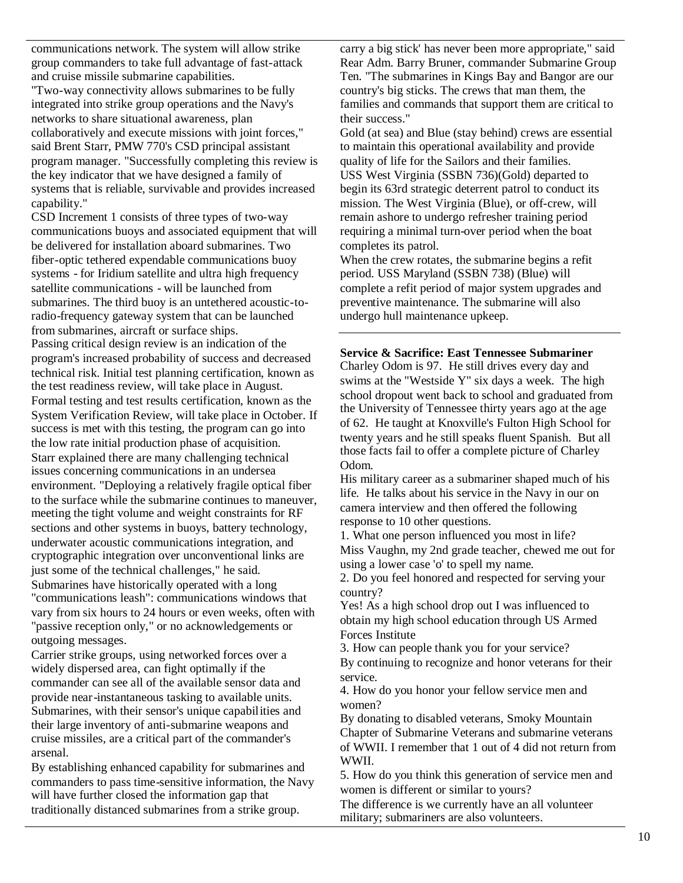communications network. The system will allow strike group commanders to take full advantage of fast-attack and cruise missile submarine capabilities.

"Two-way connectivity allows submarines to be fully integrated into strike group operations and the Navy's networks to share situational awareness, plan collaboratively and execute missions with joint forces," said Brent Starr, PMW 770's CSD principal assistant program manager. "Successfully completing this review is the key indicator that we have designed a family of systems that is reliable, survivable and provides increased capability."

CSD Increment 1 consists of three types of two-way communications buoys and associated equipment that will be delivered for installation aboard submarines. Two fiber-optic tethered expendable communications buoy systems - for Iridium satellite and ultra high frequency satellite communications - will be launched from submarines. The third buoy is an untethered acoustic-to-radio-frequency gateway system that can be launched from submarines, aircraft or surface ships.

Passing critical design review is an indication of the program's increased probability of success and decreased technical risk. Initial test planning certification, known as the test readiness review, will take place in August. Formal testing and test results certification, known as the System Verification Review, will take place in October. If success is met with this testing, the program can go into the low rate initial production phase of acquisition.

Starr explained there are many challenging technical issues concerning communications in an undersea environment. "Deploying a relatively fragile optical fiber to the surface while the submarine continues to maneuver, meeting the tight volume and weight constraints for RF sections and other systems in buoys, battery technology, underwater acoustic communications integration, and cryptographic integration over unconventional links are just some of the technical challenges," he said.

Submarines have historically operated with a long "communications leash": communications windows that vary from six hours to 24 hours or even weeks, often with "passive reception only," or no acknowledgements or outgoing messages.

Carrier strike groups, using networked forces over a widely dispersed area, can fight optimally if the commander can see all of the available sensor data and provide near-instantaneous tasking to available units. Submarines, with their sensor's unique capabilities and their large inventory of anti-submarine weapons and cruise missiles, are a critical part of the commander's arsenal.

By establishing enhanced capability for submarines and commanders to pass time-sensitive information, the Navy will have further closed the information gap that traditionally distanced submarines from a strike group.

carry a big stick' has never been more appropriate," said Rear Adm. Barry Bruner, commander Submarine Group Ten. "The submarines in Kings Bay and Bangor are our country's big sticks. The crews that man them, the families and commands that support them are critical to their success."

Gold (at sea) and Blue (stay behind) crews are essential to maintain this operational availability and provide quality of life for the Sailors and their families.

USS West Virginia (SSBN 736)(Gold) departed to begin its 63rd strategic deterrent patrol to conduct its mission. The West Virginia (Blue), or off-crew, will remain ashore to undergo refresher training period requiring a minimal turn-over period when the boat completes its patrol.

When the crew rotates, the submarine begins a refit period. USS Maryland (SSBN 738) (Blue) will complete a refit period of major system upgrades and preventive maintenance. The submarine will also undergo hull maintenance upkeep.

**Service & Sacrifice: East Tennessee Submariner**

Charley Odom is 97. He still drives every day and swims at the "Westside Y" six days a week. The high school dropout went back to school and graduated from the University of Tennessee thirty years ago at the age of 62. He taught at Knoxville's Fulton High School for twenty years and he still speaks fluent Spanish. But all those facts fail to offer a complete picture of Charley Odom.

His military career as a submariner shaped much of his life. He talks about his service in the Navy in our on camera interview and then offered the following response to 10 other questions.

1. What one person influenced you most in life?
Miss Vaughn, my 2nd grade teacher, chewed me out for using a lower case 'o' to spell my name.

2. Do you feel honored and respected for serving your country?
Yes! As a high school drop out I was influenced to obtain my high school education through US Armed Forces Institute

3. How can people thank you for your service?
By continuing to recognize and honor veterans for their service.

4. How do you honor your fellow service men and women?
By donating to disabled veterans, Smoky Mountain Chapter of Submarine Veterans and submarine veterans of WWII. I remember that 1 out of 4 did not return from WWII.

5. How do you think this generation of service men and women is different or similar to yours?
The difference is we currently have an all volunteer military; submariners are also volunteers.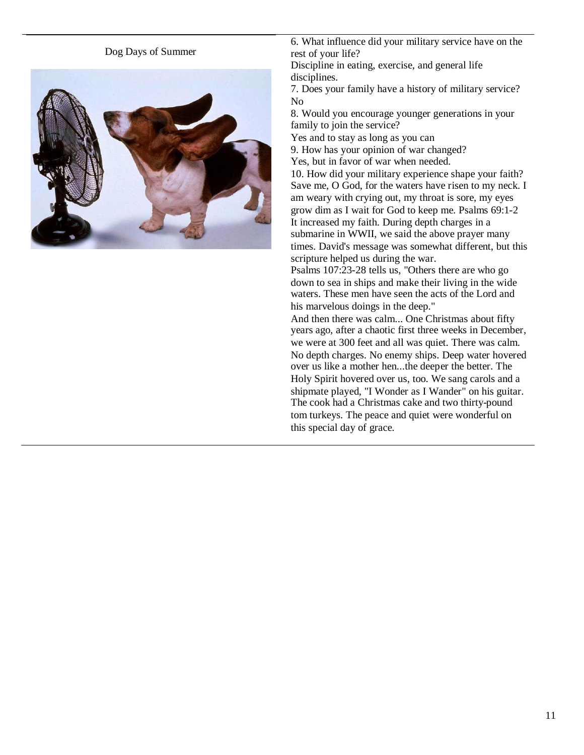Dog Days of Summer

6. What influence did your military service have on the rest of your life?
Discipline in eating, exercise, and general life disciplines.
7. Does your family have a history of military service?
No
8. Would you encourage younger generations in your family to join the service?
Yes and to stay as long as you can
9. How has your opinion of war changed?
Yes, but in favor of war when needed.
10. How did your military experience shape your faith?
Save me, O God, for the waters have risen to my neck. I am weary with crying out, my throat is sore, my eyes grow dim as I wait for God to keep me. Psalms 69:1-2
It increased my faith. During depth charges in a submarine in WWII, we said the above prayer many times. David's message was somewhat different, but this scripture helped us during the war.
Psalms 107:23-28 tells us, "Others there are who go down to sea in ships and make their living in the wide waters. These men have seen the acts of the Lord and his marvelous doings in the deep."
And then there was calm... One Christmas about fifty years ago, after a chaotic first three weeks in December, we were at 300 feet and all was quiet. There was calm. No depth charges. No enemy ships. Deep water hovered over us like a mother hen...the deeper the better. The Holy Spirit hovered over us, too. We sang carols and a shipmate played, "I Wonder as I Wander" on his guitar. The cook had a Christmas cake and two thirty-pound tom turkeys. The peace and quiet were wonderful on this special day of grace.